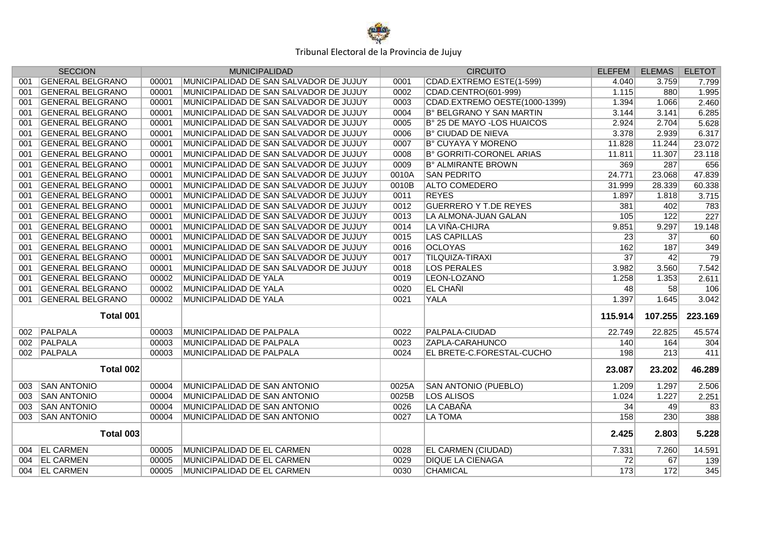Tribunal Electoral de la Provincia de Jujuy

| SECCION | | MUNICIPALIDAD | | CIRCUITO | | ELEFEM | ELEMAS | ELETOT |
|---|---|---|---|---|---|---|---|---|
| 001 | GENERAL BELGRANO | 00001 | MUNICIPALIDAD DE SAN SALVADOR DE JUJUY | 0001 | CDAD.EXTREMO ESTE(1-599) | 4.040 | 3.759 | 7.799 |
| 001 | GENERAL BELGRANO | 00001 | MUNICIPALIDAD DE SAN SALVADOR DE JUJUY | 0002 | CDAD.CENTRO(601-999) | 1.115 | 880 | 1.995 |
| 001 | GENERAL BELGRANO | 00001 | MUNICIPALIDAD DE SAN SALVADOR DE JUJUY | 0003 | CDAD.EXTREMO OESTE(1000-1399) | 1.394 | 1.066 | 2.460 |
| 001 | GENERAL BELGRANO | 00001 | MUNICIPALIDAD DE SAN SALVADOR DE JUJUY | 0004 | B° BELGRANO Y SAN MARTIN | 3.144 | 3.141 | 6.285 |
| 001 | GENERAL BELGRANO | 00001 | MUNICIPALIDAD DE SAN SALVADOR DE JUJUY | 0005 | B° 25 DE MAYO -LOS HUAICOS | 2.924 | 2.704 | 5.628 |
| 001 | GENERAL BELGRANO | 00001 | MUNICIPALIDAD DE SAN SALVADOR DE JUJUY | 0006 | B° CIUDAD DE NIEVA | 3.378 | 2.939 | 6.317 |
| 001 | GENERAL BELGRANO | 00001 | MUNICIPALIDAD DE SAN SALVADOR DE JUJUY | 0007 | B° CUYAYA Y MORENO | 11.828 | 11.244 | 23.072 |
| 001 | GENERAL BELGRANO | 00001 | MUNICIPALIDAD DE SAN SALVADOR DE JUJUY | 0008 | B° GORRITI-CORONEL ARIAS | 11.811 | 11.307 | 23.118 |
| 001 | GENERAL BELGRANO | 00001 | MUNICIPALIDAD DE SAN SALVADOR DE JUJUY | 0009 | B° ALMIRANTE BROWN | 369 | 287 | 656 |
| 001 | GENERAL BELGRANO | 00001 | MUNICIPALIDAD DE SAN SALVADOR DE JUJUY | 0010A | SAN PEDRITO | 24.771 | 23.068 | 47.839 |
| 001 | GENERAL BELGRANO | 00001 | MUNICIPALIDAD DE SAN SALVADOR DE JUJUY | 0010B | ALTO COMEDERO | 31.999 | 28.339 | 60.338 |
| 001 | GENERAL BELGRANO | 00001 | MUNICIPALIDAD DE SAN SALVADOR DE JUJUY | 0011 | REYES | 1.897 | 1.818 | 3.715 |
| 001 | GENERAL BELGRANO | 00001 | MUNICIPALIDAD DE SAN SALVADOR DE JUJUY | 0012 | GUERRERO Y T.DE REYES | 381 | 402 | 783 |
| 001 | GENERAL BELGRANO | 00001 | MUNICIPALIDAD DE SAN SALVADOR DE JUJUY | 0013 | LA ALMONA-JUAN GALAN | 105 | 122 | 227 |
| 001 | GENERAL BELGRANO | 00001 | MUNICIPALIDAD DE SAN SALVADOR DE JUJUY | 0014 | LA VIÑA-CHIJRA | 9.851 | 9.297 | 19.148 |
| 001 | GENERAL BELGRANO | 00001 | MUNICIPALIDAD DE SAN SALVADOR DE JUJUY | 0015 | LAS CAPILLAS | 23 | 37 | 60 |
| 001 | GENERAL BELGRANO | 00001 | MUNICIPALIDAD DE SAN SALVADOR DE JUJUY | 0016 | OCLOYAS | 162 | 187 | 349 |
| 001 | GENERAL BELGRANO | 00001 | MUNICIPALIDAD DE SAN SALVADOR DE JUJUY | 0017 | TILQUIZA-TIRAXI | 37 | 42 | 79 |
| 001 | GENERAL BELGRANO | 00001 | MUNICIPALIDAD DE SAN SALVADOR DE JUJUY | 0018 | LOS PERALES | 3.982 | 3.560 | 7.542 |
| 001 | GENERAL BELGRANO | 00002 | MUNICIPALIDAD DE YALA | 0019 | LEON-LOZANO | 1.258 | 1.353 | 2.611 |
| 001 | GENERAL BELGRANO | 00002 | MUNICIPALIDAD DE YALA | 0020 | EL CHAÑI | 48 | 58 | 106 |
| 001 | GENERAL BELGRANO | 00002 | MUNICIPALIDAD DE YALA | 0021 | YALA | 1.397 | 1.645 | 3.042 |
| | **Total 001** | | | | | **115.914** | **107.255** | **223.169** |
| 002 | PALPALA | 00003 | MUNICIPALIDAD DE PALPALA | 0022 | PALPALA-CIUDAD | 22.749 | 22.825 | 45.574 |
| 002 | PALPALA | 00003 | MUNICIPALIDAD DE PALPALA | 0023 | ZAPLA-CARAHUNCO | 140 | 164 | 304 |
| 002 | PALPALA | 00003 | MUNICIPALIDAD DE PALPALA | 0024 | EL BRETE-C.FORESTAL-CUCHO | 198 | 213 | 411 |
| | **Total 002** | | | | | **23.087** | **23.202** | **46.289** |
| 003 | SAN ANTONIO | 00004 | MUNICIPALIDAD DE SAN ANTONIO | 0025A | SAN ANTONIO (PUEBLO) | 1.209 | 1.297 | 2.506 |
| 003 | SAN ANTONIO | 00004 | MUNICIPALIDAD DE SAN ANTONIO | 0025B | LOS ALISOS | 1.024 | 1.227 | 2.251 |
| 003 | SAN ANTONIO | 00004 | MUNICIPALIDAD DE SAN ANTONIO | 0026 | LA CABAÑA | 34 | 49 | 83 |
| 003 | SAN ANTONIO | 00004 | MUNICIPALIDAD DE SAN ANTONIO | 0027 | LA TOMA | 158 | 230 | 388 |
| | **Total 003** | | | | | **2.425** | **2.803** | **5.228** |
| 004 | EL CARMEN | 00005 | MUNICIPALIDAD DE EL CARMEN | 0028 | EL CARMEN (CIUDAD) | 7.331 | 7.260 | 14.591 |
| 004 | EL CARMEN | 00005 | MUNICIPALIDAD DE EL CARMEN | 0029 | DIQUE LA CIENAGA | 72 | 67 | 139 |
| 004 | EL CARMEN | 00005 | MUNICIPALIDAD DE EL CARMEN | 0030 | CHAMICAL | 173 | 172 | 345 |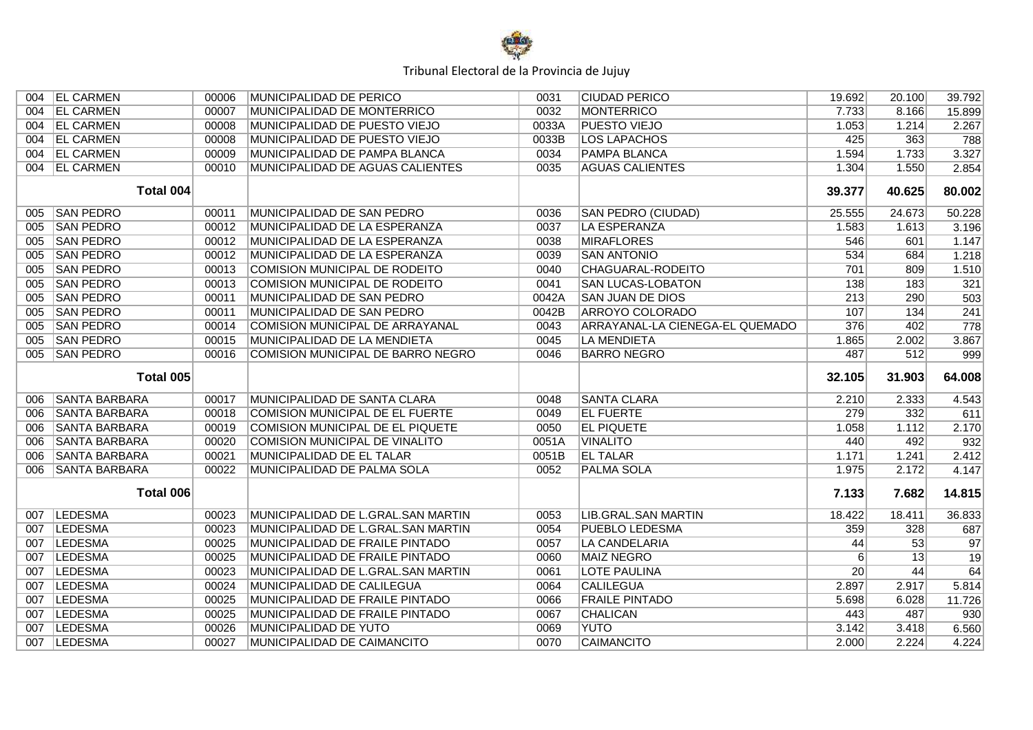| | | | | | | | | |
|---|---|---|---|---|---|---|---|---|
| 004 | EL CARMEN | 00006 | MUNICIPALIDAD DE PERICO | 0031 | CIUDAD PERICO | 19.692 | 20.100 | 39.792 |
| 004 | EL CARMEN | 00007 | MUNICIPALIDAD DE MONTERRICO | 0032 | MONTERRICO | 7.733 | 8.166 | 15.899 |
| 004 | EL CARMEN | 00008 | MUNICIPALIDAD DE PUESTO VIEJO | 0033A | PUESTO VIEJO | 1.053 | 1.214 | 2.267 |
| 004 | EL CARMEN | 00008 | MUNICIPALIDAD DE PUESTO VIEJO | 0033B | LOS LAPACHOS | 425 | 363 | 788 |
| 004 | EL CARMEN | 00009 | MUNICIPALIDAD DE PAMPA BLANCA | 0034 | PAMPA BLANCA | 1.594 | 1.733 | 3.327 |
| 004 | EL CARMEN | 00010 | MUNICIPALIDAD DE AGUAS CALIENTES | 0035 | AGUAS CALIENTES | 1.304 | 1.550 | 2.854 |
| | **Total 004** | | | | | **39.377** | **40.625** | **80.002** |
| 005 | SAN PEDRO | 00011 | MUNICIPALIDAD DE SAN PEDRO | 0036 | SAN PEDRO (CIUDAD) | 25.555 | 24.673 | 50.228 |
| 005 | SAN PEDRO | 00012 | MUNICIPALIDAD DE LA ESPERANZA | 0037 | LA ESPERANZA | 1.583 | 1.613 | 3.196 |
| 005 | SAN PEDRO | 00012 | MUNICIPALIDAD DE LA ESPERANZA | 0038 | MIRAFLORES | 546 | 601 | 1.147 |
| 005 | SAN PEDRO | 00012 | MUNICIPALIDAD DE LA ESPERANZA | 0039 | SAN ANTONIO | 534 | 684 | 1.218 |
| 005 | SAN PEDRO | 00013 | COMISION MUNICIPAL DE RODEITO | 0040 | CHAGUARAL-RODEITO | 701 | 809 | 1.510 |
| 005 | SAN PEDRO | 00013 | COMISION MUNICIPAL DE RODEITO | 0041 | SAN LUCAS-LOBATON | 138 | 183 | 321 |
| 005 | SAN PEDRO | 00011 | MUNICIPALIDAD DE SAN PEDRO | 0042A | SAN JUAN DE DIOS | 213 | 290 | 503 |
| 005 | SAN PEDRO | 00011 | MUNICIPALIDAD DE SAN PEDRO | 0042B | ARROYO COLORADO | 107 | 134 | 241 |
| 005 | SAN PEDRO | 00014 | COMISION MUNICIPAL DE ARRAYANAL | 0043 | ARRAYANAL-LA CIENEGA-EL QUEMADO | 376 | 402 | 778 |
| 005 | SAN PEDRO | 00015 | MUNICIPALIDAD DE LA MENDIETA | 0045 | LA MENDIETA | 1.865 | 2.002 | 3.867 |
| 005 | SAN PEDRO | 00016 | COMISION MUNICIPAL DE BARRO NEGRO | 0046 | BARRO NEGRO | 487 | 512 | 999 |
| | **Total 005** | | | | | **32.105** | **31.903** | **64.008** |
| 006 | SANTA BARBARA | 00017 | MUNICIPALIDAD DE SANTA CLARA | 0048 | SANTA CLARA | 2.210 | 2.333 | 4.543 |
| 006 | SANTA BARBARA | 00018 | COMISION MUNICIPAL DE EL FUERTE | 0049 | EL FUERTE | 279 | 332 | 611 |
| 006 | SANTA BARBARA | 00019 | COMISION MUNICIPAL DE EL PIQUETE | 0050 | EL PIQUETE | 1.058 | 1.112 | 2.170 |
| 006 | SANTA BARBARA | 00020 | COMISION MUNICIPAL DE VINALITO | 0051A | VINALITO | 440 | 492 | 932 |
| 006 | SANTA BARBARA | 00021 | MUNICIPALIDAD DE EL TALAR | 0051B | EL TALAR | 1.171 | 1.241 | 2.412 |
| 006 | SANTA BARBARA | 00022 | MUNICIPALIDAD DE PALMA SOLA | 0052 | PALMA SOLA | 1.975 | 2.172 | 4.147 |
| | **Total 006** | | | | | **7.133** | **7.682** | **14.815** |
| 007 | LEDESMA | 00023 | MUNICIPALIDAD DE L.GRAL.SAN MARTIN | 0053 | LIB.GRAL.SAN MARTIN | 18.422 | 18.411 | 36.833 |
| 007 | LEDESMA | 00023 | MUNICIPALIDAD DE L.GRAL.SAN MARTIN | 0054 | PUEBLO LEDESMA | 359 | 328 | 687 |
| 007 | LEDESMA | 00025 | MUNICIPALIDAD DE FRAILE PINTADO | 0057 | LA CANDELARIA | 44 | 53 | 97 |
| 007 | LEDESMA | 00025 | MUNICIPALIDAD DE FRAILE PINTADO | 0060 | MAIZ NEGRO | 6 | 13 | 19 |
| 007 | LEDESMA | 00023 | MUNICIPALIDAD DE L.GRAL.SAN MARTIN | 0061 | LOTE PAULINA | 20 | 44 | 64 |
| 007 | LEDESMA | 00024 | MUNICIPALIDAD DE CALILEGUA | 0064 | CALILEGUA | 2.897 | 2.917 | 5.814 |
| 007 | LEDESMA | 00025 | MUNICIPALIDAD DE FRAILE PINTADO | 0066 | FRAILE PINTADO | 5.698 | 6.028 | 11.726 |
| 007 | LEDESMA | 00025 | MUNICIPALIDAD DE FRAILE PINTADO | 0067 | CHALICAN | 443 | 487 | 930 |
| 007 | LEDESMA | 00026 | MUNICIPALIDAD DE YUTO | 0069 | YUTO | 3.142 | 3.418 | 6.560 |
| 007 | LEDESMA | 00027 | MUNICIPALIDAD DE CAIMANCITO | 0070 | CAIMANCITO | 2.000 | 2.224 | 4.224 |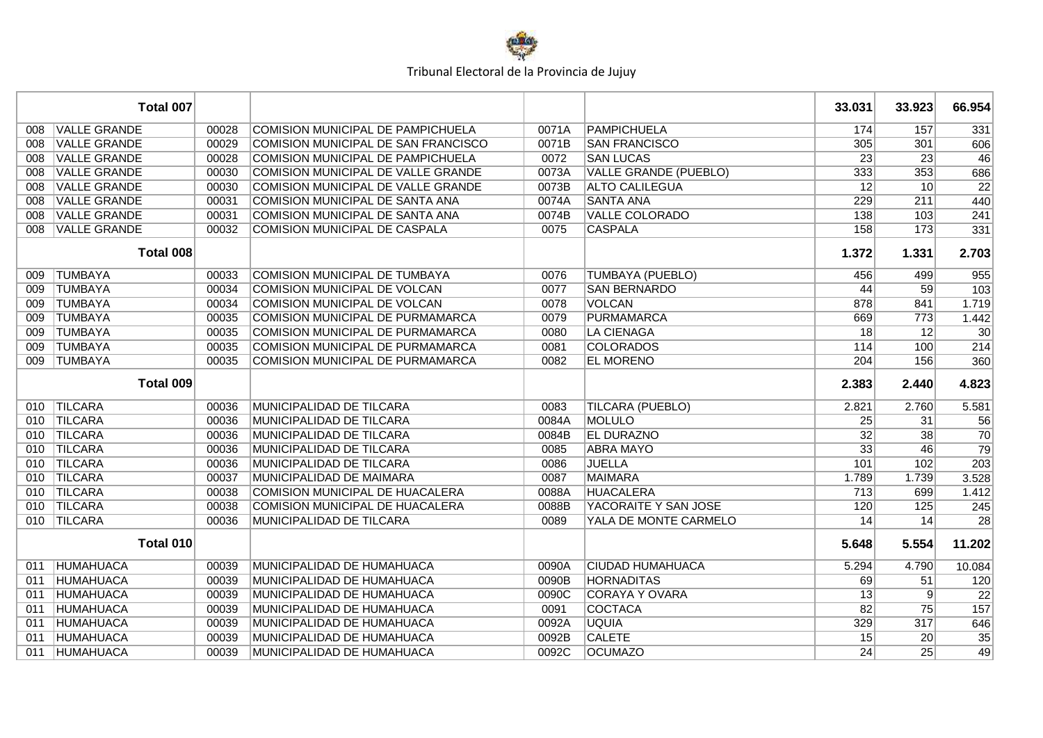Tribunal Electoral de la Provincia de Jujuy

| | | | | | | | | |
|---|---|---|---|---|---|---|---|---|
| | Total 007 | | | | | 33.031 | 33.923 | 66.954 |
| 008 | VALLE GRANDE | 00028 | COMISION MUNICIPAL DE PAMPICHUELA | 0071A | PAMPICHUELA | 174 | 157 | 331 |
| 008 | VALLE GRANDE | 00029 | COMISION MUNICIPAL DE SAN FRANCISCO | 0071B | SAN FRANCISCO | 305 | 301 | 606 |
| 008 | VALLE GRANDE | 00028 | COMISION MUNICIPAL DE PAMPICHUELA | 0072 | SAN LUCAS | 23 | 23 | 46 |
| 008 | VALLE GRANDE | 00030 | COMISION MUNICIPAL DE VALLE GRANDE | 0073A | VALLE GRANDE (PUEBLO) | 333 | 353 | 686 |
| 008 | VALLE GRANDE | 00030 | COMISION MUNICIPAL DE VALLE GRANDE | 0073B | ALTO CALILEGUA | 12 | 10 | 22 |
| 008 | VALLE GRANDE | 00031 | COMISION MUNICIPAL DE SANTA ANA | 0074A | SANTA ANA | 229 | 211 | 440 |
| 008 | VALLE GRANDE | 00031 | COMISION MUNICIPAL DE SANTA ANA | 0074B | VALLE COLORADO | 138 | 103 | 241 |
| 008 | VALLE GRANDE | 00032 | COMISION MUNICIPAL DE CASPALA | 0075 | CASPALA | 158 | 173 | 331 |
| | Total 008 | | | | | 1.372 | 1.331 | 2.703 |
| 009 | TUMBAYA | 00033 | COMISION MUNICIPAL DE TUMBAYA | 0076 | TUMBAYA (PUEBLO) | 456 | 499 | 955 |
| 009 | TUMBAYA | 00034 | COMISION MUNICIPAL DE VOLCAN | 0077 | SAN BERNARDO | 44 | 59 | 103 |
| 009 | TUMBAYA | 00034 | COMISION MUNICIPAL DE VOLCAN | 0078 | VOLCAN | 878 | 841 | 1.719 |
| 009 | TUMBAYA | 00035 | COMISION MUNICIPAL DE PURMAMARCA | 0079 | PURMAMARCA | 669 | 773 | 1.442 |
| 009 | TUMBAYA | 00035 | COMISION MUNICIPAL DE PURMAMARCA | 0080 | LA CIENAGA | 18 | 12 | 30 |
| 009 | TUMBAYA | 00035 | COMISION MUNICIPAL DE PURMAMARCA | 0081 | COLORADOS | 114 | 100 | 214 |
| 009 | TUMBAYA | 00035 | COMISION MUNICIPAL DE PURMAMARCA | 0082 | EL MORENO | 204 | 156 | 360 |
| | Total 009 | | | | | 2.383 | 2.440 | 4.823 |
| 010 | TILCARA | 00036 | MUNICIPALIDAD DE TILCARA | 0083 | TILCARA (PUEBLO) | 2.821 | 2.760 | 5.581 |
| 010 | TILCARA | 00036 | MUNICIPALIDAD DE TILCARA | 0084A | MOLULO | 25 | 31 | 56 |
| 010 | TILCARA | 00036 | MUNICIPALIDAD DE TILCARA | 0084B | EL DURAZNO | 32 | 38 | 70 |
| 010 | TILCARA | 00036 | MUNICIPALIDAD DE TILCARA | 0085 | ABRA MAYO | 33 | 46 | 79 |
| 010 | TILCARA | 00036 | MUNICIPALIDAD DE TILCARA | 0086 | JUELLA | 101 | 102 | 203 |
| 010 | TILCARA | 00037 | MUNICIPALIDAD DE MAIMARA | 0087 | MAIMARA | 1.789 | 1.739 | 3.528 |
| 010 | TILCARA | 00038 | COMISION MUNICIPAL DE HUACALERA | 0088A | HUACALERA | 713 | 699 | 1.412 |
| 010 | TILCARA | 00038 | COMISION MUNICIPAL DE HUACALERA | 0088B | YACORAITE Y SAN JOSE | 120 | 125 | 245 |
| 010 | TILCARA | 00036 | MUNICIPALIDAD DE TILCARA | 0089 | YALA DE MONTE CARMELO | 14 | 14 | 28 |
| | Total 010 | | | | | 5.648 | 5.554 | 11.202 |
| 011 | HUMAHUACA | 00039 | MUNICIPALIDAD DE HUMAHUACA | 0090A | CIUDAD HUMAHUACA | 5.294 | 4.790 | 10.084 |
| 011 | HUMAHUACA | 00039 | MUNICIPALIDAD DE HUMAHUACA | 0090B | HORNADITAS | 69 | 51 | 120 |
| 011 | HUMAHUACA | 00039 | MUNICIPALIDAD DE HUMAHUACA | 0090C | CORAYA Y OVARA | 13 | 9 | 22 |
| 011 | HUMAHUACA | 00039 | MUNICIPALIDAD DE HUMAHUACA | 0091 | COCTACA | 82 | 75 | 157 |
| 011 | HUMAHUACA | 00039 | MUNICIPALIDAD DE HUMAHUACA | 0092A | UQUIA | 329 | 317 | 646 |
| 011 | HUMAHUACA | 00039 | MUNICIPALIDAD DE HUMAHUACA | 0092B | CALETE | 15 | 20 | 35 |
| 011 | HUMAHUACA | 00039 | MUNICIPALIDAD DE HUMAHUACA | 0092C | OCUMAZO | 24 | 25 | 49 |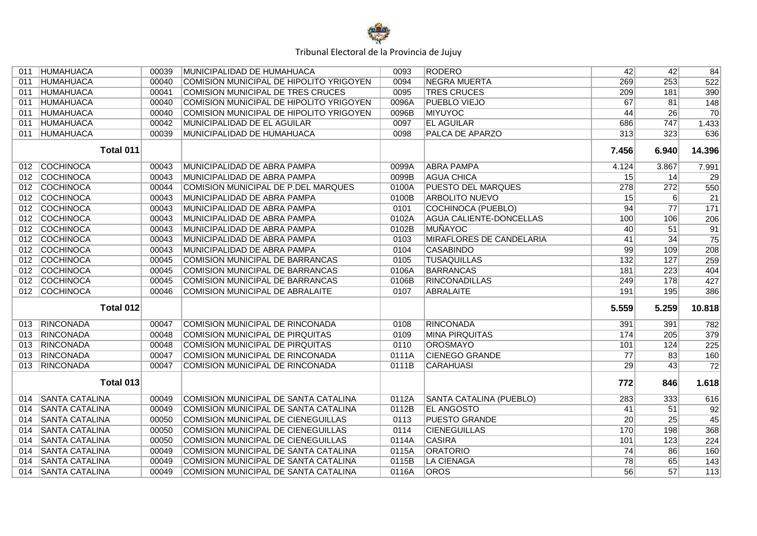Tribunal Electoral de la Provincia de Jujuy

| | | | | | | | | |
|---|---|---|---|---|---|---|---|---|
| 011 | HUMAHUACA | 00039 | MUNICIPALIDAD DE HUMAHUACA | 0093 | RODERO | 42 | 42 | 84 |
| 011 | HUMAHUACA | 00040 | COMISION MUNICIPAL DE HIPOLITO YRIGOYEN | 0094 | NEGRA MUERTA | 269 | 253 | 522 |
| 011 | HUMAHUACA | 00041 | COMISION MUNICIPAL DE TRES CRUCES | 0095 | TRES CRUCES | 209 | 181 | 390 |
| 011 | HUMAHUACA | 00040 | COMISION MUNICIPAL DE HIPOLITO YRIGOYEN | 0096A | PUEBLO VIEJO | 67 | 81 | 148 |
| 011 | HUMAHUACA | 00040 | COMISION MUNICIPAL DE HIPOLITO YRIGOYEN | 0096B | MIYUYOC | 44 | 26 | 70 |
| 011 | HUMAHUACA | 00042 | MUNICIPALIDAD DE EL AGUILAR | 0097 | EL AGUILAR | 686 | 747 | 1.433 |
| 011 | HUMAHUACA | 00039 | MUNICIPALIDAD DE HUMAHUACA | 0098 | PALCA DE APARZO | 313 | 323 | 636 |
| | **Total 011** | | | | | **7.456** | **6.940** | **14.396** |
| 012 | COCHINOCA | 00043 | MUNICIPALIDAD DE ABRA PAMPA | 0099A | ABRA PAMPA | 4.124 | 3.867 | 7.991 |
| 012 | COCHINOCA | 00043 | MUNICIPALIDAD DE ABRA PAMPA | 0099B | AGUA CHICA | 15 | 14 | 29 |
| 012 | COCHINOCA | 00044 | COMISION MUNICIPAL DE P.DEL MARQUES | 0100A | PUESTO DEL MARQUES | 278 | 272 | 550 |
| 012 | COCHINOCA | 00043 | MUNICIPALIDAD DE ABRA PAMPA | 0100B | ARBOLITO NUEVO | 15 | 6 | 21 |
| 012 | COCHINOCA | 00043 | MUNICIPALIDAD DE ABRA PAMPA | 0101 | COCHINOCA (PUEBLO) | 94 | 77 | 171 |
| 012 | COCHINOCA | 00043 | MUNICIPALIDAD DE ABRA PAMPA | 0102A | AGUA CALIENTE-DONCELLAS | 100 | 106 | 206 |
| 012 | COCHINOCA | 00043 | MUNICIPALIDAD DE ABRA PAMPA | 0102B | MUÑAYOC | 40 | 51 | 91 |
| 012 | COCHINOCA | 00043 | MUNICIPALIDAD DE ABRA PAMPA | 0103 | MIRAFLORES DE CANDELARIA | 41 | 34 | 75 |
| 012 | COCHINOCA | 00043 | MUNICIPALIDAD DE ABRA PAMPA | 0104 | CASABINDO | 99 | 109 | 208 |
| 012 | COCHINOCA | 00045 | COMISION MUNICIPAL DE BARRANCAS | 0105 | TUSAQUILLAS | 132 | 127 | 259 |
| 012 | COCHINOCA | 00045 | COMISION MUNICIPAL DE BARRANCAS | 0106A | BARRANCAS | 181 | 223 | 404 |
| 012 | COCHINOCA | 00045 | COMISION MUNICIPAL DE BARRANCAS | 0106B | RINCONADILLAS | 249 | 178 | 427 |
| 012 | COCHINOCA | 00046 | COMISION MUNICIPAL DE ABRALAITE | 0107 | ABRALAITE | 191 | 195 | 386 |
| | **Total 012** | | | | | **5.559** | **5.259** | **10.818** |
| 013 | RINCONADA | 00047 | COMISION MUNICIPAL DE RINCONADA | 0108 | RINCONADA | 391 | 391 | 782 |
| 013 | RINCONADA | 00048 | COMISION MUNICIPAL DE PIRQUITAS | 0109 | MINA PIRQUITAS | 174 | 205 | 379 |
| 013 | RINCONADA | 00048 | COMISION MUNICIPAL DE PIRQUITAS | 0110 | OROSMAYO | 101 | 124 | 225 |
| 013 | RINCONADA | 00047 | COMISION MUNICIPAL DE RINCONADA | 0111A | CIENEGO GRANDE | 77 | 83 | 160 |
| 013 | RINCONADA | 00047 | COMISION MUNICIPAL DE RINCONADA | 0111B | CARAHUASI | 29 | 43 | 72 |
| | **Total 013** | | | | | **772** | **846** | **1.618** |
| 014 | SANTA CATALINA | 00049 | COMISION MUNICIPAL DE SANTA CATALINA | 0112A | SANTA CATALINA (PUEBLO) | 283 | 333 | 616 |
| 014 | SANTA CATALINA | 00049 | COMISION MUNICIPAL DE SANTA CATALINA | 0112B | EL ANGOSTO | 41 | 51 | 92 |
| 014 | SANTA CATALINA | 00050 | COMISION MUNICIPAL DE CIENEGUILLAS | 0113 | PUESTO GRANDE | 20 | 25 | 45 |
| 014 | SANTA CATALINA | 00050 | COMISION MUNICIPAL DE CIENEGUILLAS | 0114 | CIENEGUILLAS | 170 | 198 | 368 |
| 014 | SANTA CATALINA | 00050 | COMISION MUNICIPAL DE CIENEGUILLAS | 0114A | CASIRA | 101 | 123 | 224 |
| 014 | SANTA CATALINA | 00049 | COMISION MUNICIPAL DE SANTA CATALINA | 0115A | ORATORIO | 74 | 86 | 160 |
| 014 | SANTA CATALINA | 00049 | COMISION MUNICIPAL DE SANTA CATALINA | 0115B | LA CIENAGA | 78 | 65 | 143 |
| 014 | SANTA CATALINA | 00049 | COMISION MUNICIPAL DE SANTA CATALINA | 0116A | OROS | 56 | 57 | 113 |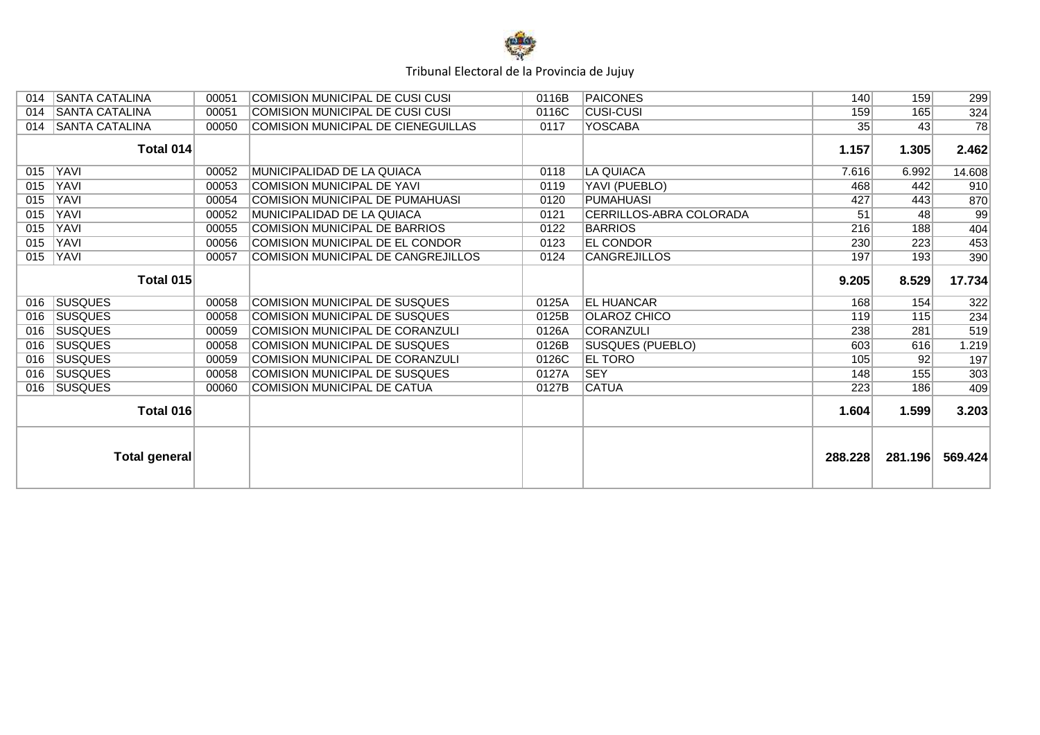Tribunal Electoral de la Provincia de Jujuy

| | | | | | | | | |
|---|---|---|---|---|---|---|---|---|
| 014 | SANTA CATALINA | 00051 | COMISION MUNICIPAL DE CUSI CUSI | 0116B | PAICONES | 140 | 159 | 299 |
| 014 | SANTA CATALINA | 00051 | COMISION MUNICIPAL DE CUSI CUSI | 0116C | CUSI-CUSI | 159 | 165 | 324 |
| 014 | SANTA CATALINA | 00050 | COMISION MUNICIPAL DE CIENEGUILLAS | 0117 | YOSCABA | 35 | 43 | 78 |
| | **Total 014** | | | | | **1.157** | **1.305** | **2.462** |
| 015 | YAVI | 00052 | MUNICIPALIDAD DE LA QUIACA | 0118 | LA QUIACA | 7.616 | 6.992 | 14.608 |
| 015 | YAVI | 00053 | COMISION MUNICIPAL DE YAVI | 0119 | YAVI (PUEBLO) | 468 | 442 | 910 |
| 015 | YAVI | 00054 | COMISION MUNICIPAL DE PUMAHUASI | 0120 | PUMAHUASI | 427 | 443 | 870 |
| 015 | YAVI | 00052 | MUNICIPALIDAD DE LA QUIACA | 0121 | CERRILLOS-ABRA COLORADA | 51 | 48 | 99 |
| 015 | YAVI | 00055 | COMISION MUNICIPAL DE BARRIOS | 0122 | BARRIOS | 216 | 188 | 404 |
| 015 | YAVI | 00056 | COMISION MUNICIPAL DE EL CONDOR | 0123 | EL CONDOR | 230 | 223 | 453 |
| 015 | YAVI | 00057 | COMISION MUNICIPAL DE CANGREJILLOS | 0124 | CANGREJILLOS | 197 | 193 | 390 |
| | **Total 015** | | | | | **9.205** | **8.529** | **17.734** |
| 016 | SUSQUES | 00058 | COMISION MUNICIPAL DE SUSQUES | 0125A | EL HUANCAR | 168 | 154 | 322 |
| 016 | SUSQUES | 00058 | COMISION MUNICIPAL DE SUSQUES | 0125B | OLAROZ CHICO | 119 | 115 | 234 |
| 016 | SUSQUES | 00059 | COMISION MUNICIPAL DE CORANZULI | 0126A | CORANZULI | 238 | 281 | 519 |
| 016 | SUSQUES | 00058 | COMISION MUNICIPAL DE SUSQUES | 0126B | SUSQUES (PUEBLO) | 603 | 616 | 1.219 |
| 016 | SUSQUES | 00059 | COMISION MUNICIPAL DE CORANZULI | 0126C | EL TORO | 105 | 92 | 197 |
| 016 | SUSQUES | 00058 | COMISION MUNICIPAL DE SUSQUES | 0127A | SEY | 148 | 155 | 303 |
| 016 | SUSQUES | 00060 | COMISION MUNICIPAL DE CATUA | 0127B | CATUA | 223 | 186 | 409 |
| | **Total 016** | | | | | **1.604** | **1.599** | **3.203** |
| | **Total general** | | | | | **288.228** | **281.196** | **569.424** |